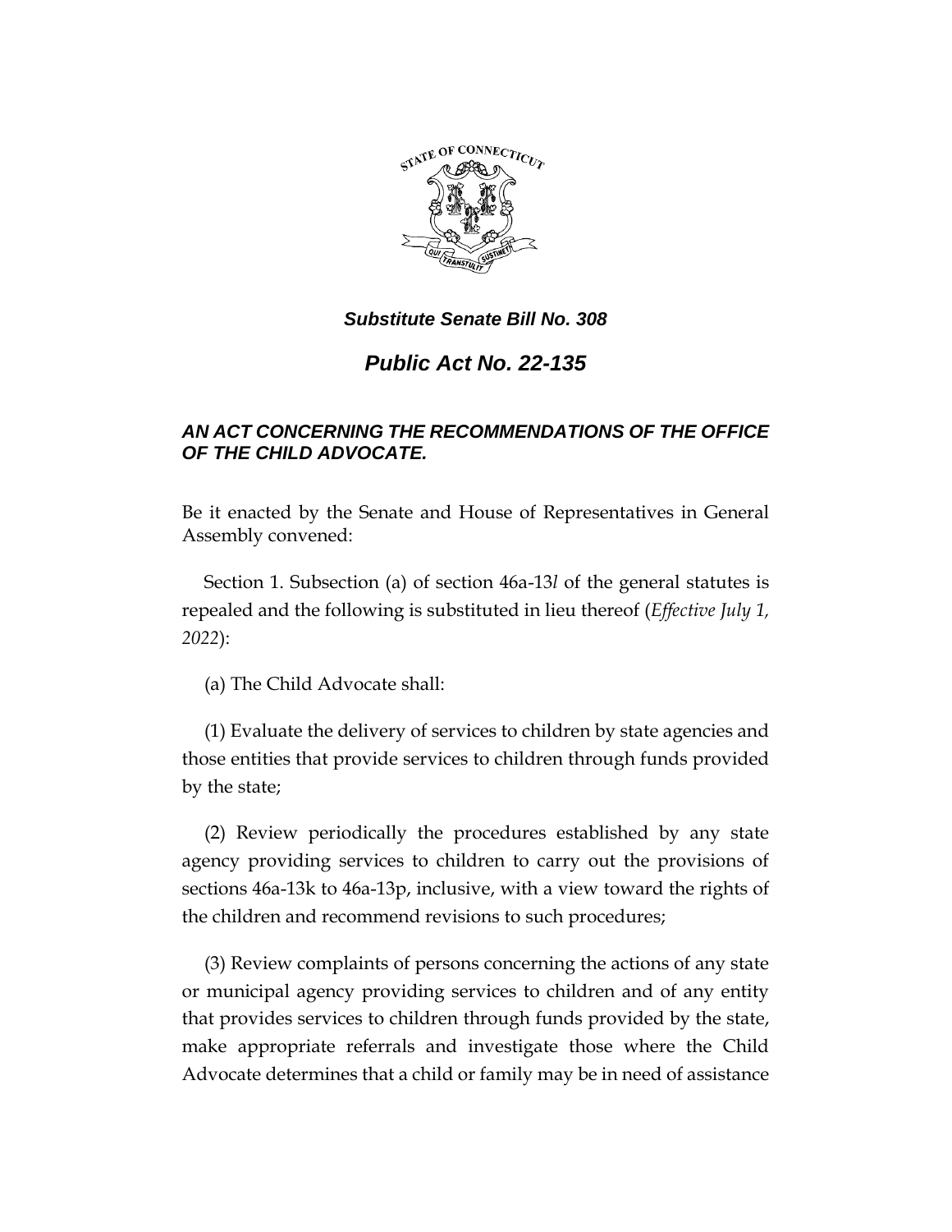***Substitute Senate Bill No. 308***

***Public Act No. 22-135***

***AN ACT CONCERNING THE RECOMMENDATIONS OF THE OFFICE OF THE CHILD ADVOCATE.***

Be it enacted by the Senate and House of Representatives in General Assembly convened:

Section 1. Subsection (a) of section 46a-13*l* of the general statutes is repealed and the following is substituted in lieu thereof (*Effective July 1, 2022*):

(a) The Child Advocate shall:

(1) Evaluate the delivery of services to children by state agencies and those entities that provide services to children through funds provided by the state;

(2) Review periodically the procedures established by any state agency providing services to children to carry out the provisions of sections 46a-13k to 46a-13p, inclusive, with a view toward the rights of the children and recommend revisions to such procedures;

(3) Review complaints of persons concerning the actions of any state or municipal agency providing services to children and of any entity that provides services to children through funds provided by the state, make appropriate referrals and investigate those where the Child Advocate determines that a child or family may be in need of assistance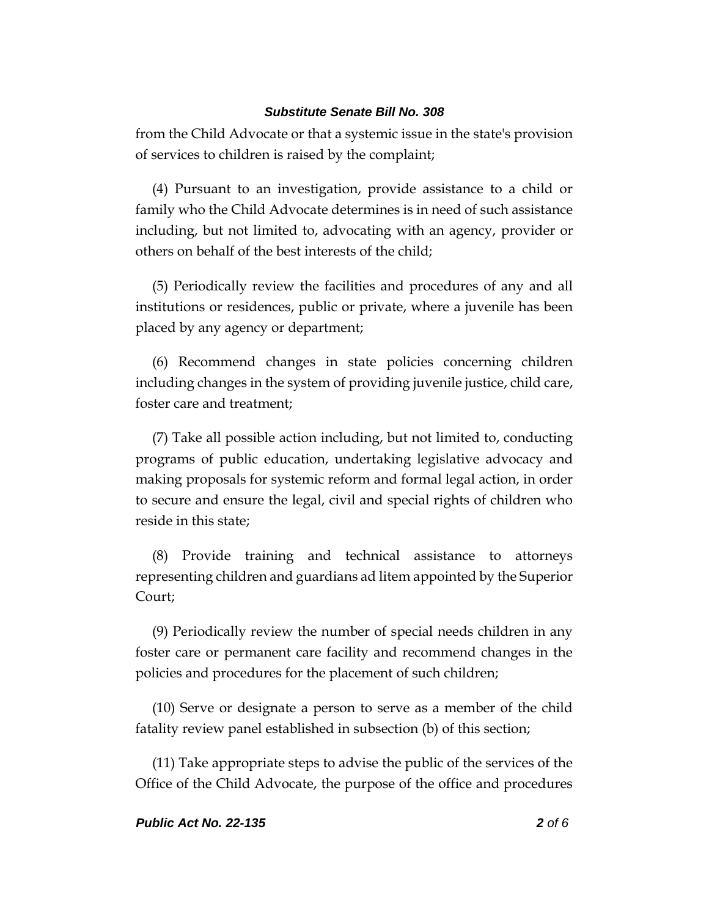from the Child Advocate or that a systemic issue in the state's provision of services to children is raised by the complaint;

(4) Pursuant to an investigation, provide assistance to a child or family who the Child Advocate determines is in need of such assistance including, but not limited to, advocating with an agency, provider or others on behalf of the best interests of the child;

(5) Periodically review the facilities and procedures of any and all institutions or residences, public or private, where a juvenile has been placed by any agency or department;

(6) Recommend changes in state policies concerning children including changes in the system of providing juvenile justice, child care, foster care and treatment;

(7) Take all possible action including, but not limited to, conducting programs of public education, undertaking legislative advocacy and making proposals for systemic reform and formal legal action, in order to secure and ensure the legal, civil and special rights of children who reside in this state;

(8) Provide training and technical assistance to attorneys representing children and guardians ad litem appointed by the Superior Court;

(9) Periodically review the number of special needs children in any foster care or permanent care facility and recommend changes in the policies and procedures for the placement of such children;

(10) Serve or designate a person to serve as a member of the child fatality review panel established in subsection (b) of this section;

(11) Take appropriate steps to advise the public of the services of the Office of the Child Advocate, the purpose of the office and procedures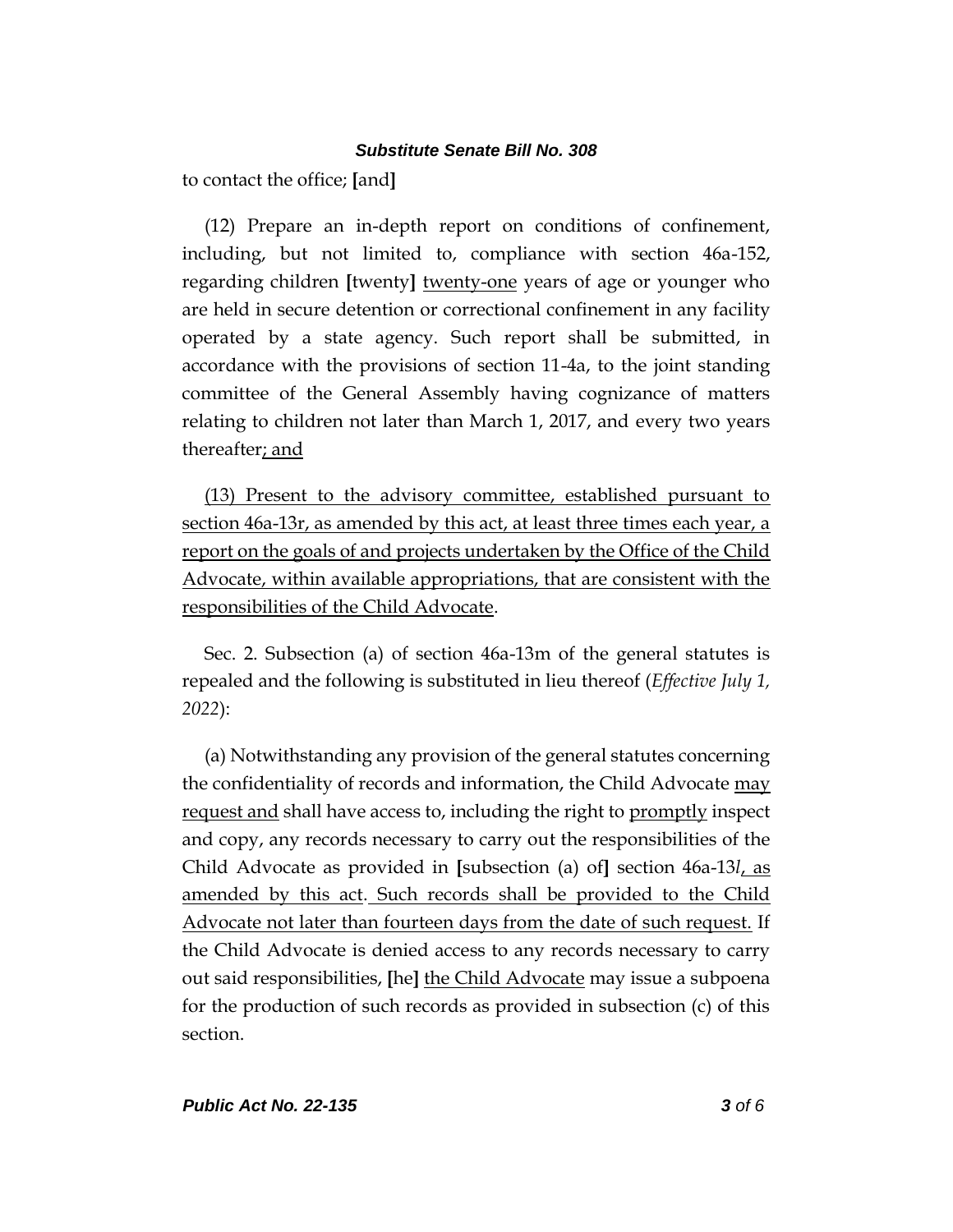to contact the office; [and]

(12) Prepare an in-depth report on conditions of confinement, including, but not limited to, compliance with section 46a-152, regarding children [twenty] twenty-one years of age or younger who are held in secure detention or correctional confinement in any facility operated by a state agency. Such report shall be submitted, in accordance with the provisions of section 11-4a, to the joint standing committee of the General Assembly having cognizance of matters relating to children not later than March 1, 2017, and every two years thereafter; and

(13) Present to the advisory committee, established pursuant to section 46a-13r, as amended by this act, at least three times each year, a report on the goals of and projects undertaken by the Office of the Child Advocate, within available appropriations, that are consistent with the responsibilities of the Child Advocate.

Sec. 2. Subsection (a) of section 46a-13m of the general statutes is repealed and the following is substituted in lieu thereof (*Effective July 1, 2022*):

(a) Notwithstanding any provision of the general statutes concerning the confidentiality of records and information, the Child Advocate may request and shall have access to, including the right to promptly inspect and copy, any records necessary to carry out the responsibilities of the Child Advocate as provided in [subsection (a) of] section 46a-13*l*, as amended by this act. Such records shall be provided to the Child Advocate not later than fourteen days from the date of such request. If the Child Advocate is denied access to any records necessary to carry out said responsibilities, [he] the Child Advocate may issue a subpoena for the production of such records as provided in subsection (c) of this section.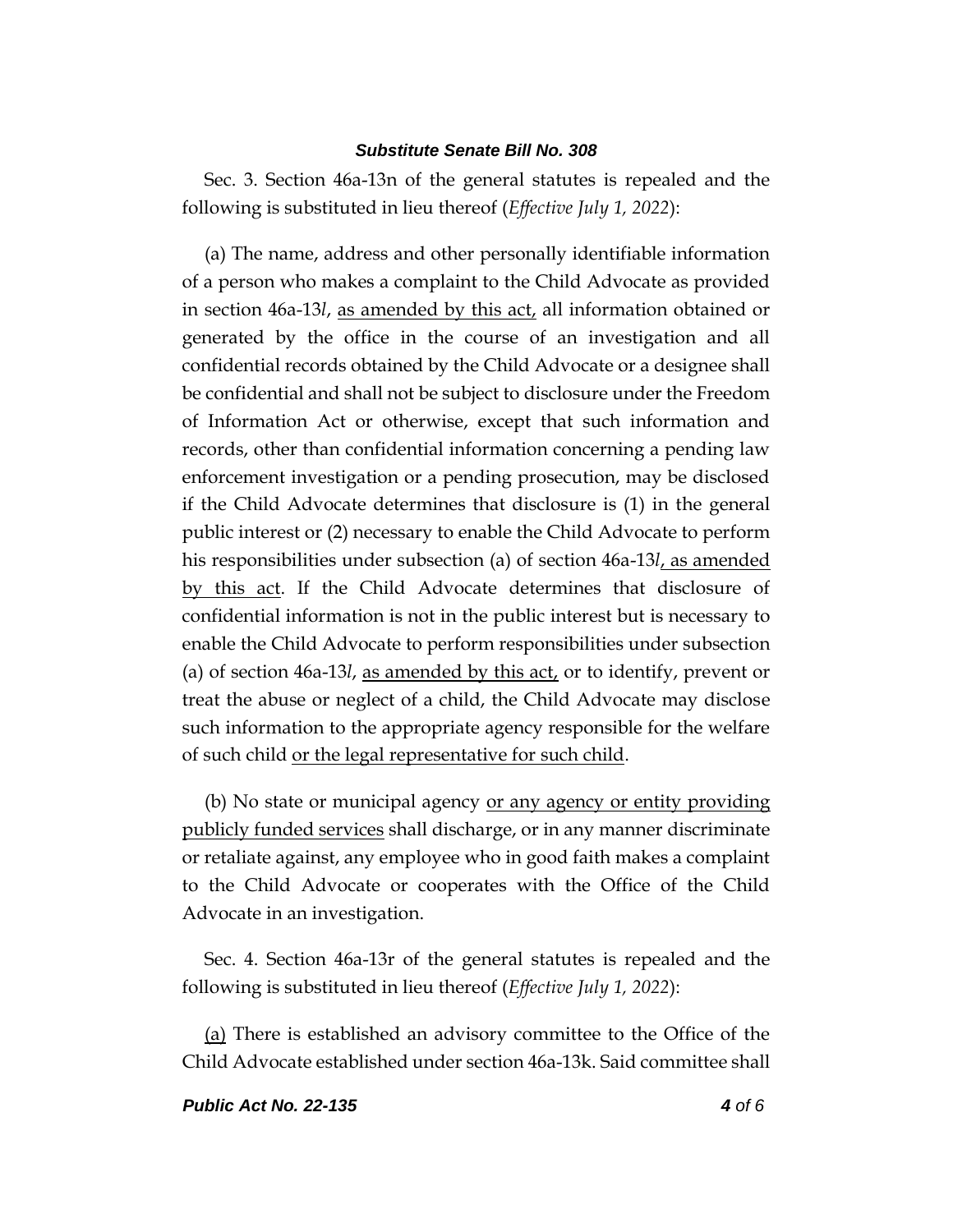Sec. 3. Section 46a-13n of the general statutes is repealed and the following is substituted in lieu thereof (*Effective July 1, 2022*):

(a) The name, address and other personally identifiable information of a person who makes a complaint to the Child Advocate as provided in section 46a-13*l*, <u>as amended by this act,</u> all information obtained or generated by the office in the course of an investigation and all confidential records obtained by the Child Advocate or a designee shall be confidential and shall not be subject to disclosure under the Freedom of Information Act or otherwise, except that such information and records, other than confidential information concerning a pending law enforcement investigation or a pending prosecution, may be disclosed if the Child Advocate determines that disclosure is (1) in the general public interest or (2) necessary to enable the Child Advocate to perform his responsibilities under subsection (a) of section 46a-13*l*<u>, as amended by this act</u>. If the Child Advocate determines that disclosure of confidential information is not in the public interest but is necessary to enable the Child Advocate to perform responsibilities under subsection (a) of section 46a-13*l*, <u>as amended by this act,</u> or to identify, prevent or treat the abuse or neglect of a child, the Child Advocate may disclose such information to the appropriate agency responsible for the welfare of such child <u>or the legal representative for such child</u>.

(b) No state or municipal agency <u>or any agency or entity providing publicly funded services</u> shall discharge, or in any manner discriminate or retaliate against, any employee who in good faith makes a complaint to the Child Advocate or cooperates with the Office of the Child Advocate in an investigation.

Sec. 4. Section 46a-13r of the general statutes is repealed and the following is substituted in lieu thereof (*Effective July 1, 2022*):

<u>(a)</u> There is established an advisory committee to the Office of the Child Advocate established under section 46a-13k. Said committee shall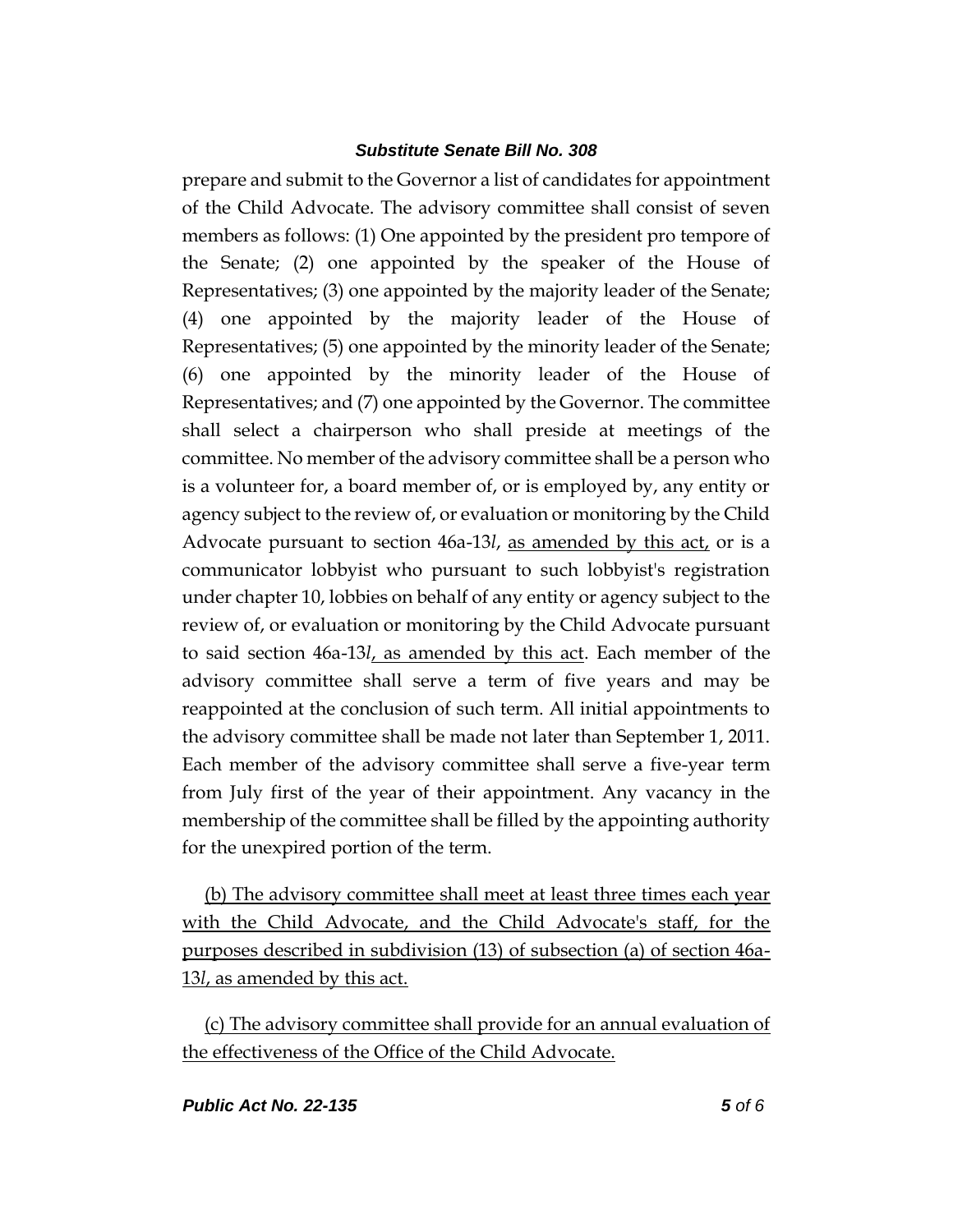prepare and submit to the Governor a list of candidates for appointment of the Child Advocate. The advisory committee shall consist of seven members as follows: (1) One appointed by the president pro tempore of the Senate; (2) one appointed by the speaker of the House of Representatives; (3) one appointed by the majority leader of the Senate; (4) one appointed by the majority leader of the House of Representatives; (5) one appointed by the minority leader of the Senate; (6) one appointed by the minority leader of the House of Representatives; and (7) one appointed by the Governor. The committee shall select a chairperson who shall preside at meetings of the committee. No member of the advisory committee shall be a person who is a volunteer for, a board member of, or is employed by, any entity or agency subject to the review of, or evaluation or monitoring by the Child Advocate pursuant to section 46a-13*l*, <u>as amended by this act,</u> or is a communicator lobbyist who pursuant to such lobbyist's registration under chapter 10, lobbies on behalf of any entity or agency subject to the review of, or evaluation or monitoring by the Child Advocate pursuant to said section 46a-13*l*<u>, as amended by this act</u>. Each member of the advisory committee shall serve a term of five years and may be reappointed at the conclusion of such term. All initial appointments to the advisory committee shall be made not later than September 1, 2011. Each member of the advisory committee shall serve a five-year term from July first of the year of their appointment. Any vacancy in the membership of the committee shall be filled by the appointing authority for the unexpired portion of the term.

<u>(b) The advisory committee shall meet at least three times each year with the Child Advocate, and the Child Advocate's staff, for the purposes described in subdivision (13) of subsection (a) of section 46a-13*l*, as amended by this act.</u>

<u>(c) The advisory committee shall provide for an annual evaluation of the effectiveness of the Office of the Child Advocate.</u>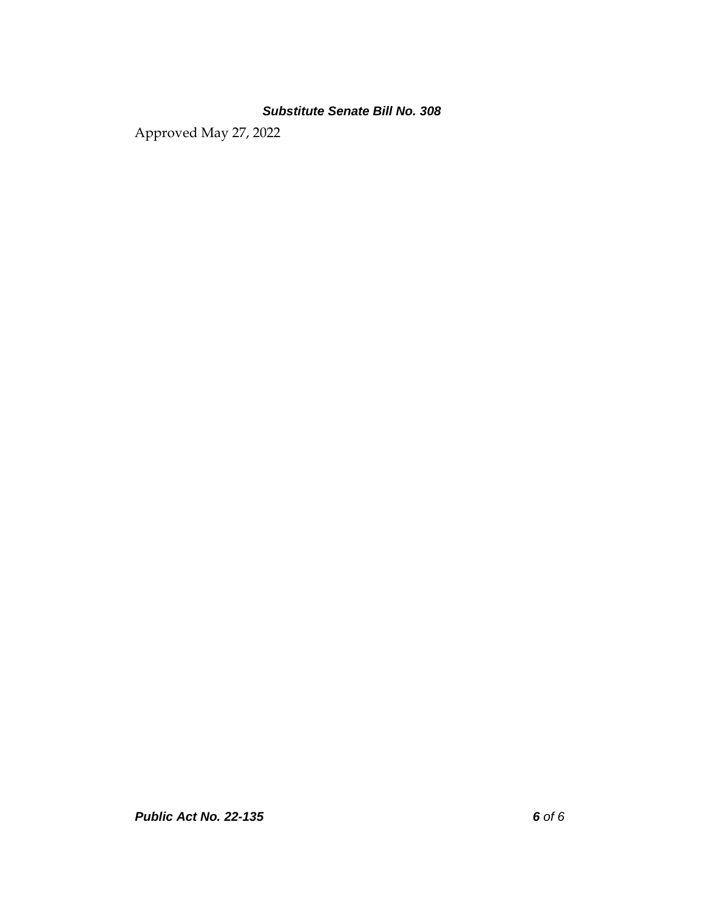*Substitute Senate Bill No. 308*

Approved May 27, 2022